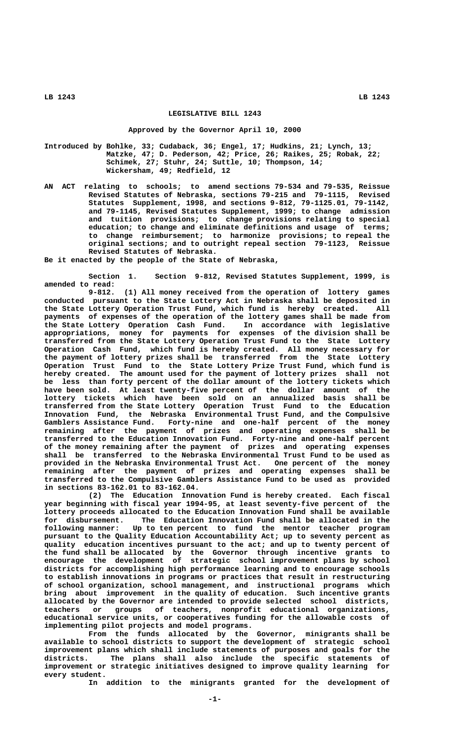# LEGISLATIVE BILL 1243

## Approved by the Governor April 10, 2000

Introduced by Bohlke, 33; Cudaback, 36; Engel, 17; Hudkins, 21; Lynch, 13; Matzke, 47; D. Pederson, 42; Price, 26; Raikes, 25; Robak, 22; Schimek, 27; Stuhr, 24; Suttle, 10; Thompson, 14; Wickersham, 49; Redfield, 12

AN ACT relating to schools; to amend sections 79-534 and 79-535, Reissue Revised Statutes of Nebraska, sections 79-215 and 79-1115, Revised Statutes Supplement, 1998, and sections 9-812, 79-1125.01, 79-1142, and 79-1145, Revised Statutes Supplement, 1999; to change admission and tuition provisions; to change provisions relating to special education; to change and eliminate definitions and usage of terms; to change reimbursement; to harmonize provisions; to repeal the original sections; and to outright repeal section 79-1123, Reissue Revised Statutes of Nebraska.

Be it enacted by the people of the State of Nebraska,

Section 1. Section 9-812, Revised Statutes Supplement, 1999, is amended to read:

9-812. (1) All money received from the operation of lottery games conducted pursuant to the State Lottery Act in Nebraska shall be deposited in the State Lottery Operation Trust Fund, which fund is hereby created. All payments of expenses of the operation of the lottery games shall be made from the State Lottery Operation Cash Fund. In accordance with legislative appropriations, money for payments for expenses of the division shall be transferred from the State Lottery Operation Trust Fund to the State Lottery Operation Cash Fund, which fund is hereby created. All money necessary for the payment of lottery prizes shall be transferred from the State Lottery Operation Trust Fund to the State Lottery Prize Trust Fund, which fund is hereby created. The amount used for the payment of lottery prizes shall not be less than forty percent of the dollar amount of the lottery tickets which have been sold. At least twenty-five percent of the dollar amount of the lottery tickets which have been sold on an annualized basis shall be transferred from the State Lottery Operation Trust Fund to the Education Innovation Fund, the Nebraska Environmental Trust Fund, and the Compulsive Gamblers Assistance Fund. Forty-nine and one-half percent of the money remaining after the payment of prizes and operating expenses shall be transferred to the Education Innovation Fund. Forty-nine and one-half percent of the money remaining after the payment of prizes and operating expenses shall be transferred to the Nebraska Environmental Trust Fund to be used as provided in the Nebraska Environmental Trust Act. One percent of the money remaining after the payment of prizes and operating expenses shall be transferred to the Compulsive Gamblers Assistance Fund to be used as provided in sections 83-162.01 to 83-162.04.

(2) The Education Innovation Fund is hereby created. Each fiscal year beginning with fiscal year 1994-95, at least seventy-five percent of the lottery proceeds allocated to the Education Innovation Fund shall be available for disbursement. The Education Innovation Fund shall be allocated in the following manner: Up to ten percent to fund the mentor teacher program pursuant to the Quality Education Accountability Act; up to seventy percent as quality education incentives pursuant to the act; and up to twenty percent of the fund shall be allocated by the Governor through incentive grants to encourage the development of strategic school improvement plans by school districts for accomplishing high performance learning and to encourage schools to establish innovations in programs or practices that result in restructuring of school organization, school management, and instructional programs which bring about improvement in the quality of education. Such incentive grants allocated by the Governor are intended to provide selected school districts, teachers or groups of teachers, nonprofit educational organizations, educational service units, or cooperatives funding for the allowable costs of implementing pilot projects and model programs.

From the funds allocated by the Governor, minigrants shall be available to school districts to support the development of strategic school improvement plans which shall include statements of purposes and goals for the districts. The plans shall also include the specific statements of improvement or strategic initiatives designed to improve quality learning for every student.

In addition to the minigrants granted for the development of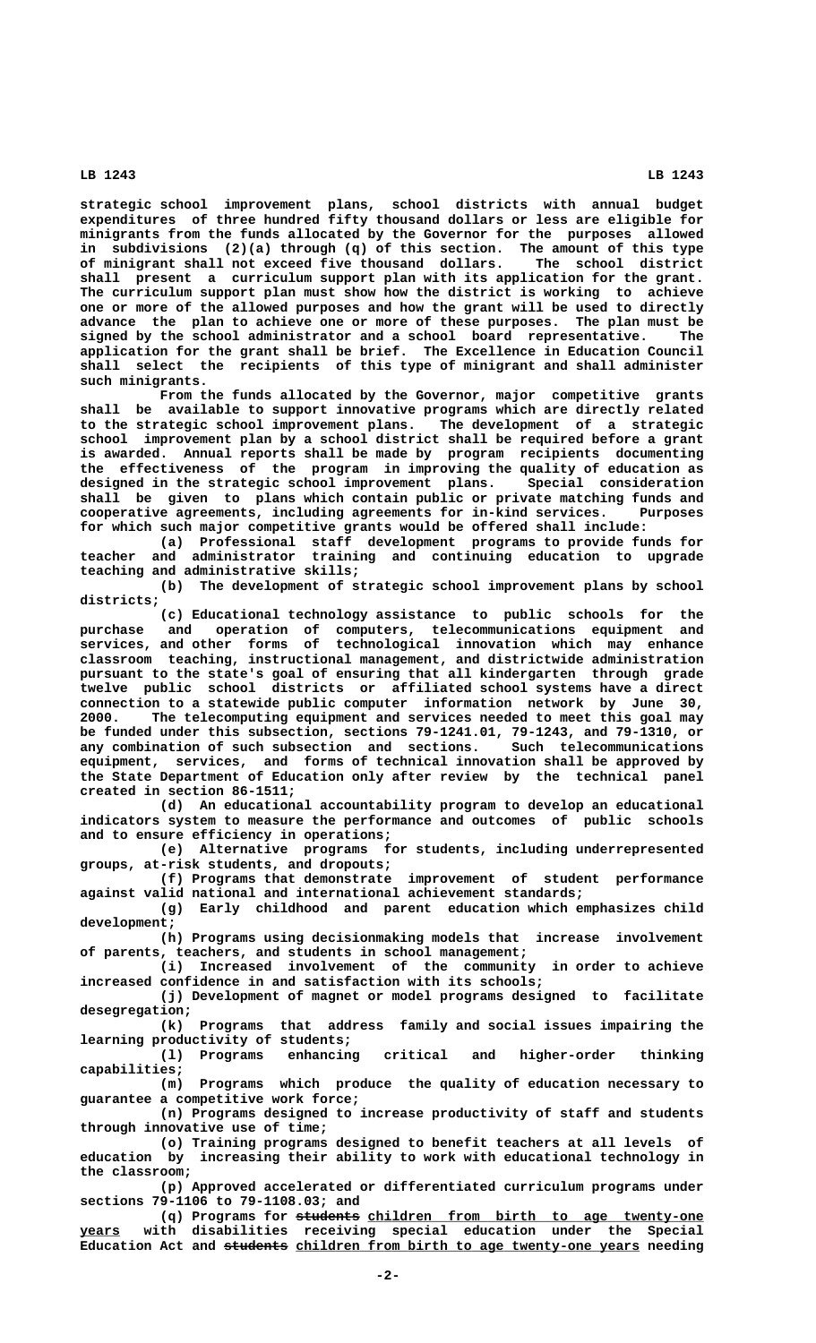strategic school improvement plans, school districts with annual budget expenditures of three hundred fifty thousand dollars or less are eligible for minigrants from the funds allocated by the Governor for the purposes allowed in subdivisions (2)(a) through (q) of this section. The amount of this type of minigrant shall not exceed five thousand dollars. The school district shall present a curriculum support plan with its application for the grant. The curriculum support plan must show how the district is working to achieve one or more of the allowed purposes and how the grant will be used to directly advance the plan to achieve one or more of these purposes. The plan must be signed by the school administrator and a school board representative. The application for the grant shall be brief. The Excellence in Education Council shall select the recipients of this type of minigrant and shall administer such minigrants.

From the funds allocated by the Governor, major competitive grants shall be available to support innovative programs which are directly related to the strategic school improvement plans. The development of a strategic school improvement plan by a school district shall be required before a grant is awarded. Annual reports shall be made by program recipients documenting the effectiveness of the program in improving the quality of education as designed in the strategic school improvement plans. Special consideration shall be given to plans which contain public or private matching funds and cooperative agreements, including agreements for in-kind services. Purposes for which such major competitive grants would be offered shall include:

(a) Professional staff development programs to provide funds for teacher and administrator training and continuing education to upgrade teaching and administrative skills;

(b) The development of strategic school improvement plans by school districts;

(c) Educational technology assistance to public schools for the purchase and operation of computers, telecommunications equipment and services, and other forms of technological innovation which may enhance classroom teaching, instructional management, and districtwide administration pursuant to the state's goal of ensuring that all kindergarten through grade twelve public school districts or affiliated school systems have a direct connection to a statewide public computer information network by June 30, 2000. The telecomputing equipment and services needed to meet this goal may be funded under this subsection, sections 79-1241.01, 79-1243, and 79-1310, or any combination of such subsection and sections. Such telecommunications equipment, services, and forms of technical innovation shall be approved by the State Department of Education only after review by the technical panel created in section 86-1511;

(d) An educational accountability program to develop an educational indicators system to measure the performance and outcomes of public schools and to ensure efficiency in operations;

(e) Alternative programs for students, including underrepresented groups, at-risk students, and dropouts;

(f) Programs that demonstrate improvement of student performance against valid national and international achievement standards;

(g) Early childhood and parent education which emphasizes child development;

(h) Programs using decisionmaking models that increase involvement of parents, teachers, and students in school management;

(i) Increased involvement of the community in order to achieve increased confidence in and satisfaction with its schools;

(j) Development of magnet or model programs designed to facilitate desegregation;

(k) Programs that address family and social issues impairing the learning productivity of students;

(l) Programs enhancing critical and higher-order thinking capabilities;

(m) Programs which produce the quality of education necessary to guarantee a competitive work force;

(n) Programs designed to increase productivity of staff and students through innovative use of time;

(o) Training programs designed to benefit teachers at all levels of education by increasing their ability to work with educational technology in the classroom;

(p) Approved accelerated or differentiated curriculum programs under sections 79-1106 to 79-1108.03; and

(q) Programs for ~~students~~ <u>children from birth to age twenty-one years</u> with disabilities receiving special education under the Special Education Act and ~~students~~ <u>children from birth to age twenty-one years</u> needing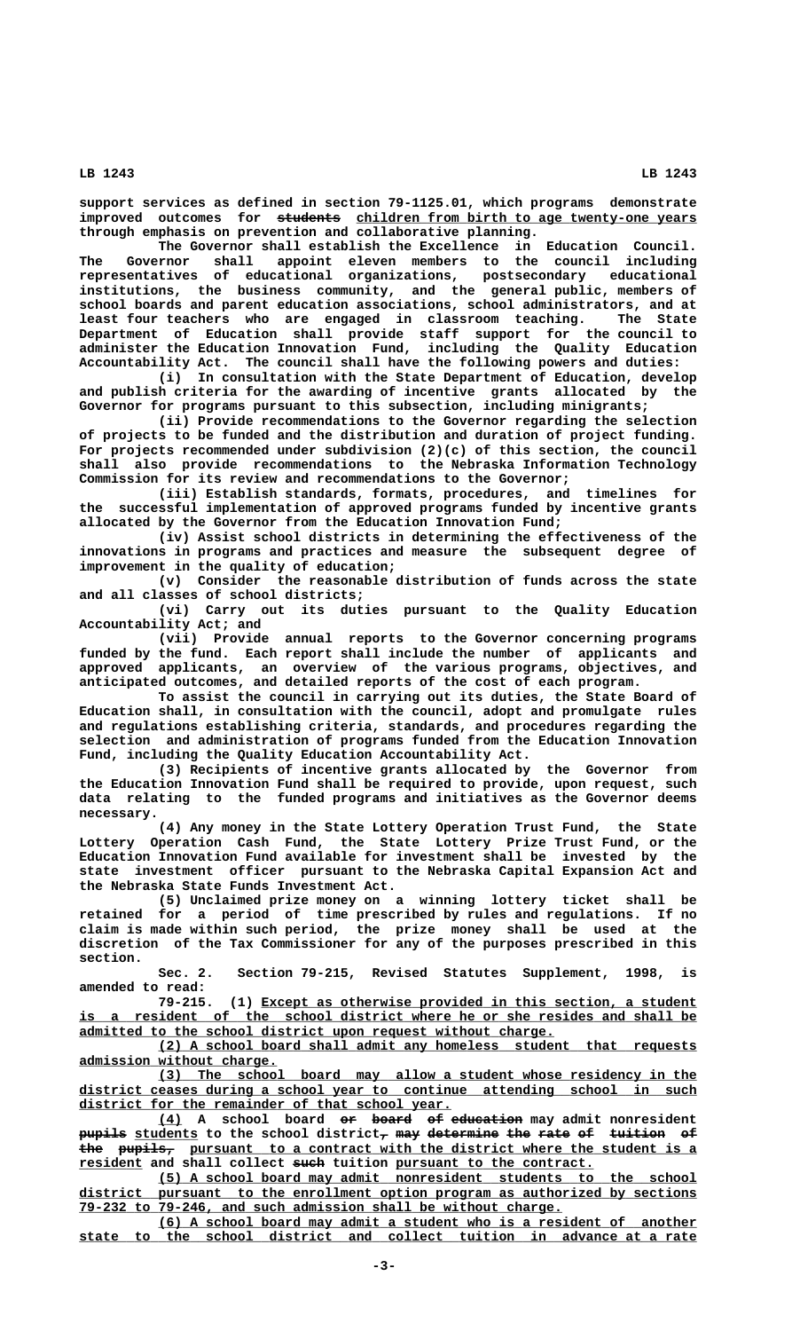support services as defined in section 79-1125.01, which programs demonstrate improved outcomes for ~~students~~ children from birth to age twenty-one years through emphasis on prevention and collaborative planning.

The Governor shall establish the Excellence in Education Council. The Governor shall appoint eleven members to the council including representatives of educational organizations, postsecondary educational institutions, the business community, and the general public, members of school boards and parent education associations, school administrators, and at least four teachers who are engaged in classroom teaching. The State Department of Education shall provide staff support for the council to administer the Education Innovation Fund, including the Quality Education Accountability Act. The council shall have the following powers and duties:

(i) In consultation with the State Department of Education, develop and publish criteria for the awarding of incentive grants allocated by the Governor for programs pursuant to this subsection, including minigrants;

(ii) Provide recommendations to the Governor regarding the selection of projects to be funded and the distribution and duration of project funding. For projects recommended under subdivision (2)(c) of this section, the council shall also provide recommendations to the Nebraska Information Technology Commission for its review and recommendations to the Governor;

(iii) Establish standards, formats, procedures, and timelines for the successful implementation of approved programs funded by incentive grants allocated by the Governor from the Education Innovation Fund;

(iv) Assist school districts in determining the effectiveness of the innovations in programs and practices and measure the subsequent degree of improvement in the quality of education;

(v) Consider the reasonable distribution of funds across the state and all classes of school districts;

(vi) Carry out its duties pursuant to the Quality Education Accountability Act; and

(vii) Provide annual reports to the Governor concerning programs funded by the fund. Each report shall include the number of applicants and approved applicants, an overview of the various programs, objectives, and anticipated outcomes, and detailed reports of the cost of each program.

To assist the council in carrying out its duties, the State Board of Education shall, in consultation with the council, adopt and promulgate rules and regulations establishing criteria, standards, and procedures regarding the selection and administration of programs funded from the Education Innovation Fund, including the Quality Education Accountability Act.

(3) Recipients of incentive grants allocated by the Governor from the Education Innovation Fund shall be required to provide, upon request, such data relating to the funded programs and initiatives as the Governor deems necessary.

(4) Any money in the State Lottery Operation Trust Fund, the State Lottery Operation Cash Fund, the State Lottery Prize Trust Fund, or the Education Innovation Fund available for investment shall be invested by the state investment officer pursuant to the Nebraska Capital Expansion Act and the Nebraska State Funds Investment Act.

(5) Unclaimed prize money on a winning lottery ticket shall be retained for a period of time prescribed by rules and regulations. If no claim is made within such period, the prize money shall be used at the discretion of the Tax Commissioner for any of the purposes prescribed in this section.

Sec. 2. Section 79-215, Revised Statutes Supplement, 1998, is amended to read:

79-215. (1) Except as otherwise provided in this section, a student is a resident of the school district where he or she resides and shall be admitted to the school district upon request without charge.

(2) A school board shall admit any homeless student that requests admission without charge.

(3) The school board may allow a student whose residency in the district ceases during a school year to continue attending school in such district for the remainder of that school year.

(4) A school board ~~or board of education~~ may admit nonresident ~~pupils~~ students to the school district~~, may determine the rate of tuition of the pupils,~~ pursuant to a contract with the district where the student is a resident and shall collect ~~such~~ tuition pursuant to the contract.

(5) A school board may admit nonresident students to the school district pursuant to the enrollment option program as authorized by sections 79-232 to 79-246, and such admission shall be without charge.

(6) A school board may admit a student who is a resident of another state to the school district and collect tuition in advance at a rate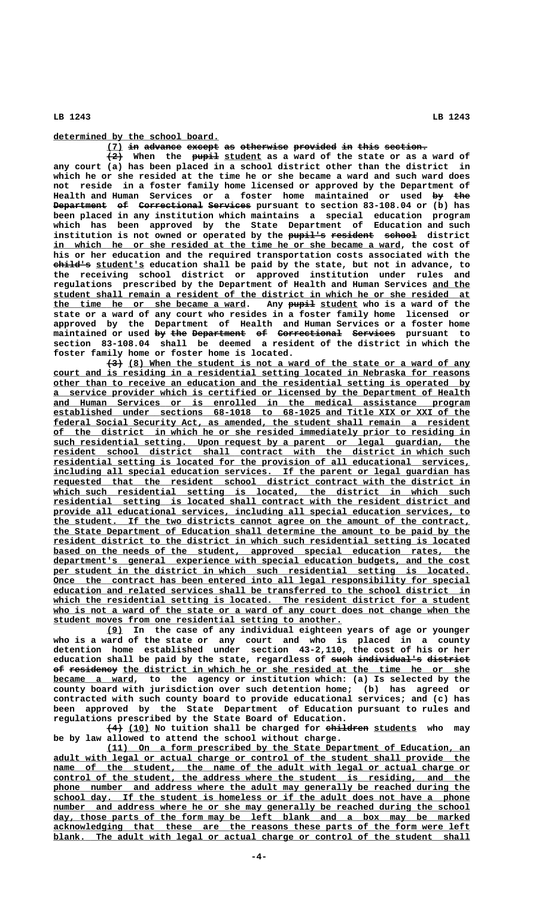determined by the school board.

(7) in advance except as otherwise provided in this section.

(2) When the pupil student as a ward of the state or as a ward of any court (a) has been placed in a school district other than the district in which he or she resided at the time he or she became a ward and such ward does not reside in a foster family home licensed or approved by the Department of Health and Human Services or a foster home maintained or used by the Department of Correctional Services pursuant to section 83-108.04 or (b) has been placed in any institution which maintains a special education program which has been approved by the State Department of Education and such institution is not owned or operated by the pupil's resident school district in which he or she resided at the time he or she became a ward, the cost of his or her education and the required transportation costs associated with the child's student's education shall be paid by the state, but not in advance, to the receiving school district or approved institution under rules and regulations prescribed by the Department of Health and Human Services and the student shall remain a resident of the district in which he or she resided at the time he or she became a ward. Any pupil student who is a ward of the state or a ward of any court who resides in a foster family home licensed or approved by the Department of Health and Human Services or a foster home maintained or used by the Department of Correctional Services pursuant to section 83-108.04 shall be deemed a resident of the district in which the foster family home or foster home is located.

(3) (8) When the student is not a ward of the state or a ward of any court and is residing in a residential setting located in Nebraska for reasons other than to receive an education and the residential setting is operated by a service provider which is certified or licensed by the Department of Health and Human Services or is enrolled in the medical assistance program established under sections 68-1018 to 68-1025 and Title XIX or XXI of the federal Social Security Act, as amended, the student shall remain a resident of the district in which he or she resided immediately prior to residing in such residential setting. Upon request by a parent or legal guardian, the resident school district shall contract with the district in which such residential setting is located for the provision of all educational services, including all special education services. If the parent or legal guardian has requested that the resident school district contract with the district in which such residential setting is located, the district in which such residential setting is located shall contract with the resident district and provide all educational services, including all special education services, to the student. If the two districts cannot agree on the amount of the contract, the State Department of Education shall determine the amount to be paid by the resident district to the district in which such residential setting is located based on the needs of the student, approved special education rates, the department's general experience with special education budgets, and the cost per student in the district in which such residential setting is located. Once the contract has been entered into all legal responsibility for special education and related services shall be transferred to the school district in which the residential setting is located. The resident district for a student who is not a ward of the state or a ward of any court does not change when the student moves from one residential setting to another.

(9) In the case of any individual eighteen years of age or younger who is a ward of the state or any court and who is placed in a county detention home established under section 43-2,110, the cost of his or her education shall be paid by the state, regardless of such individual's district of residency the district in which he or she resided at the time he or she became a ward, to the agency or institution which: (a) Is selected by the county board with jurisdiction over such detention home; (b) has agreed or contracted with such county board to provide educational services; and (c) has been approved by the State Department of Education pursuant to rules and regulations prescribed by the State Board of Education.

(4) (10) No tuition shall be charged for children students who may be by law allowed to attend the school without charge.

(11) On a form prescribed by the State Department of Education, an adult with legal or actual charge or control of the student shall provide the name of the student, the name of the adult with legal or actual charge or control of the student, the address where the student is residing, and the phone number and address where the adult may generally be reached during the school day. If the student is homeless or if the adult does not have a phone number and address where he or she may generally be reached during the school day, those parts of the form may be left blank and a box may be marked acknowledging that these are the reasons these parts of the form were left blank. The adult with legal or actual charge or control of the student shall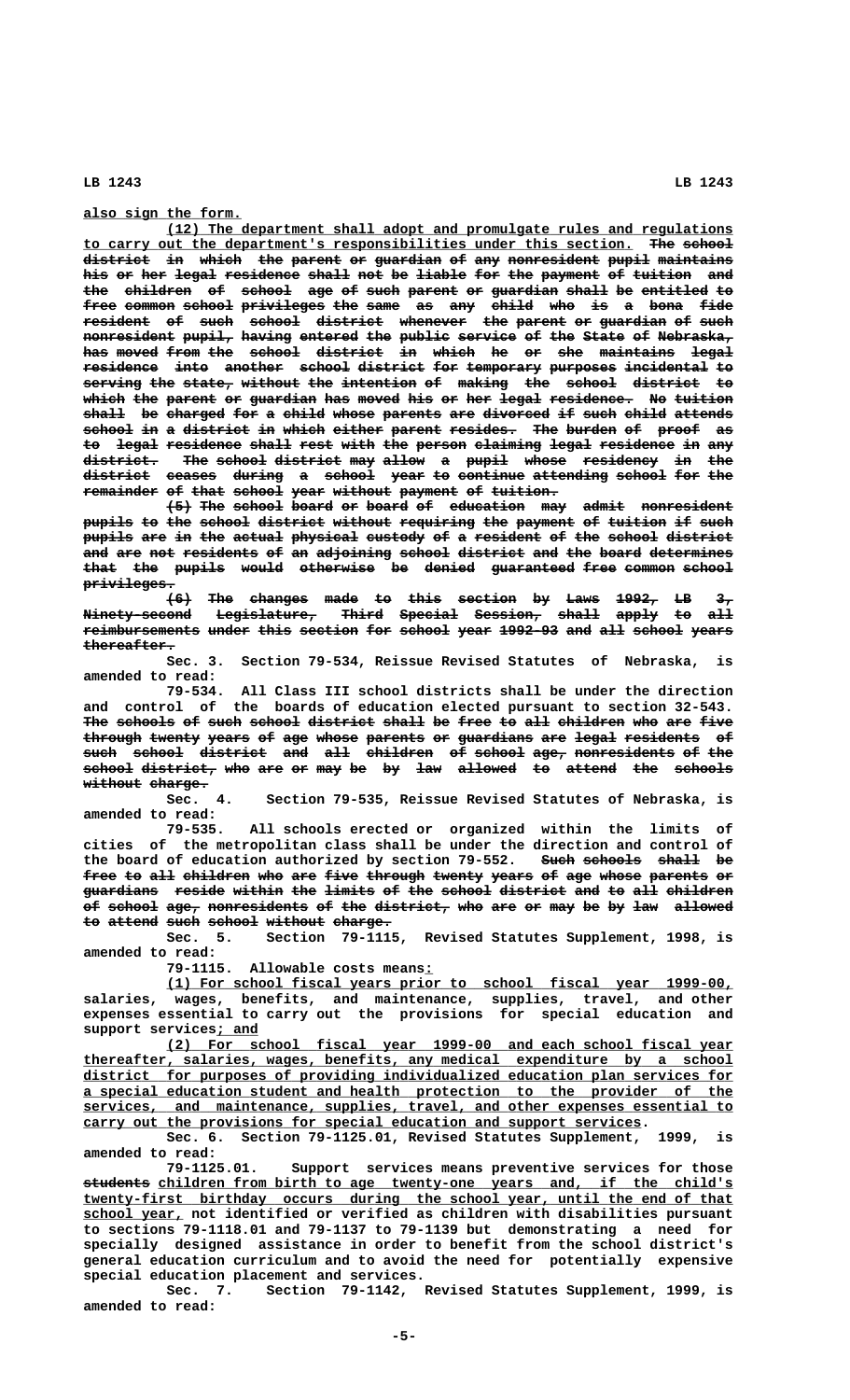also sign the form.

(12) The department shall adopt and promulgate rules and regulations to carry out the department's responsibilities under this section. The school district in which the parent or guardian of any nonresident pupil maintains his or her legal residence shall not be liable for the payment of tuition and the children of school age of such parent or guardian shall be entitled to free common school privileges the same as any child who is a bona fide resident of such school district whenever the parent or guardian of such nonresident pupil, having entered the public service of the State of Nebraska, has moved from the school district in which he or she maintains legal residence into another school district for temporary purposes incidental to serving the state, without the intention of making the school district to which the parent or guardian has moved his or her legal residence. No tuition shall be charged for a child whose parents are divorced if such child attends school in a district in which either parent resides. The burden of proof as to legal residence shall rest with the person claiming legal residence in any district. The school district may allow a pupil whose residency in the district ceases during a school year to continue attending school for the remainder of that school year without payment of tuition.

(5) The school board or board of education may admit nonresident pupils to the school district without requiring the payment of tuition if such pupils are in the actual physical custody of a resident of the school district and are not residents of an adjoining school district and the board determines that the pupils would otherwise be denied guaranteed free common school privileges.

(6) The changes made to this section by Laws 1992, LB 3, Ninety-second Legislature, Third Special Session, shall apply to all reimbursements under this section for school year 1992-93 and all school years thereafter.

Sec. 3. Section 79-534, Reissue Revised Statutes of Nebraska, is amended to read:

79-534. All Class III school districts shall be under the direction and control of the boards of education elected pursuant to section 32-543. The schools of such school district shall be free to all children who are five through twenty years of age whose parents or guardians are legal residents of such school district and all children of school age, nonresidents of the school district, who are or may be by law allowed to attend the schools without charge.

Sec. 4. Section 79-535, Reissue Revised Statutes of Nebraska, is amended to read:

79-535. All schools erected or organized within the limits of cities of the metropolitan class shall be under the direction and control of the board of education authorized by section 79-552. Such schools shall be free to all children who are five through twenty years of age whose parents or guardians reside within the limits of the school district and to all children of school age, nonresidents of the district, who are or may be by law allowed to attend such school without charge.

Sec. 5. Section 79-1115, Revised Statutes Supplement, 1998, is amended to read:

79-1115. Allowable costs means:

(1) For school fiscal years prior to school fiscal year 1999-00, salaries, wages, benefits, and maintenance, supplies, travel, and other expenses essential to carry out the provisions for special education and support services; and

(2) For school fiscal year 1999-00 and each school fiscal year thereafter, salaries, wages, benefits, any medical expenditure by a school district for purposes of providing individualized education plan services for a special education student and health protection to the provider of the services, and maintenance, supplies, travel, and other expenses essential to carry out the provisions for special education and support services.

Sec. 6. Section 79-1125.01, Revised Statutes Supplement, 1999, is amended to read:

79-1125.01. Support services means preventive services for those students children from birth to age twenty-one years and, if the child's twenty-first birthday occurs during the school year, until the end of that school year, not identified or verified as children with disabilities pursuant to sections 79-1118.01 and 79-1137 to 79-1139 but demonstrating a need for specially designed assistance in order to benefit from the school district's general education curriculum and to avoid the need for potentially expensive special education placement and services.

Sec. 7. Section 79-1142, Revised Statutes Supplement, 1999, is amended to read: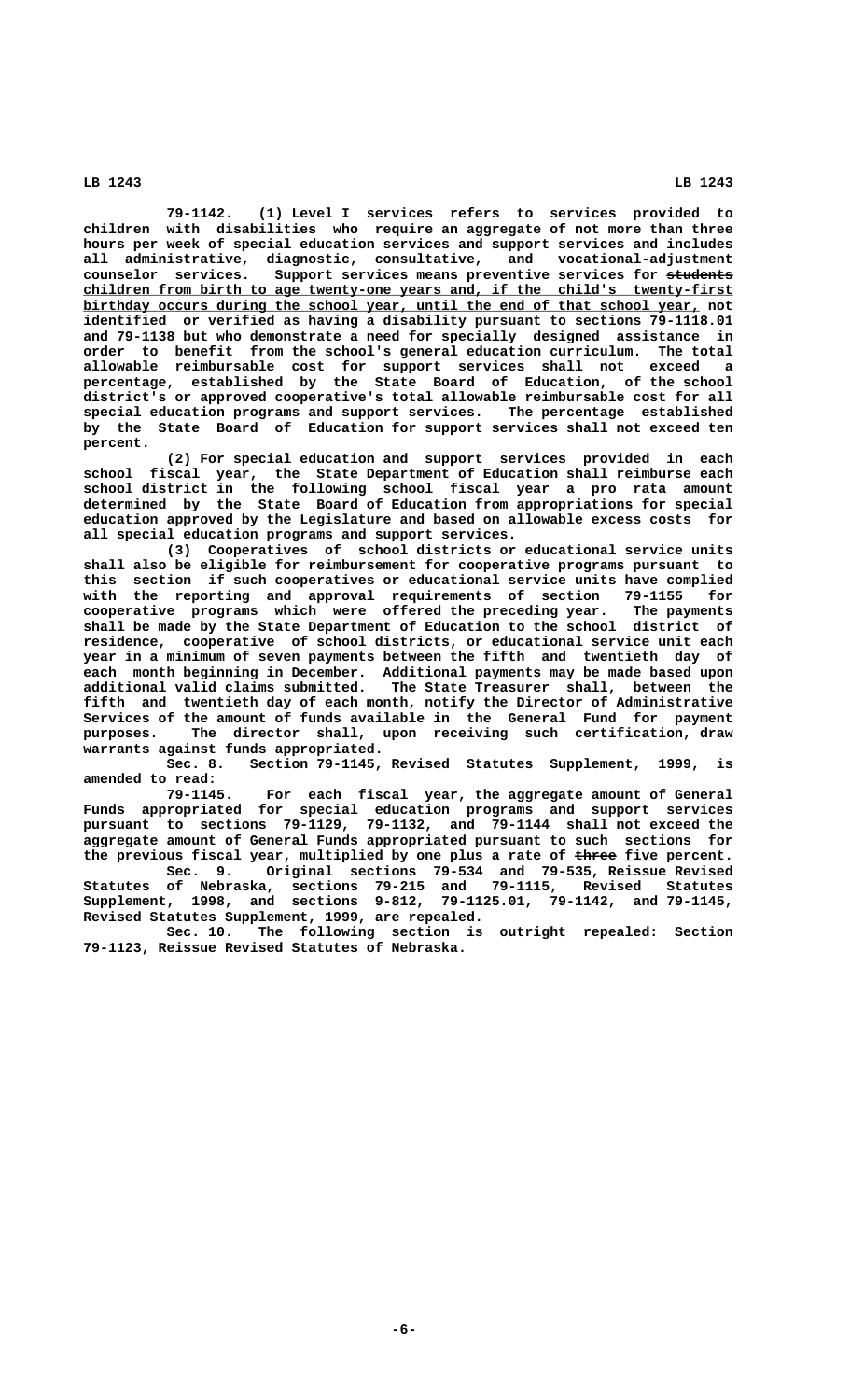79-1142. (1) Level I services refers to services provided to children with disabilities who require an aggregate of not more than three hours per week of special education services and support services and includes all administrative, diagnostic, consultative, and vocational-adjustment counselor services. Support services means preventive services for ~~students~~ children from birth to age twenty-one years and, if the child's twenty-first birthday occurs during the school year, until the end of that school year, not identified or verified as having a disability pursuant to sections 79-1118.01 and 79-1138 but who demonstrate a need for specially designed assistance in order to benefit from the school's general education curriculum. The total allowable reimbursable cost for support services shall not exceed a percentage, established by the State Board of Education, of the school district's or approved cooperative's total allowable reimbursable cost for all special education programs and support services. The percentage established by the State Board of Education for support services shall not exceed ten percent.

(2) For special education and support services provided in each school fiscal year, the State Department of Education shall reimburse each school district in the following school fiscal year a pro rata amount determined by the State Board of Education from appropriations for special education approved by the Legislature and based on allowable excess costs for all special education programs and support services.

(3) Cooperatives of school districts or educational service units shall also be eligible for reimbursement for cooperative programs pursuant to this section if such cooperatives or educational service units have complied with the reporting and approval requirements of section 79-1155 for cooperative programs which were offered the preceding year. The payments shall be made by the State Department of Education to the school district of residence, cooperative of school districts, or educational service unit each year in a minimum of seven payments between the fifth and twentieth day of each month beginning in December. Additional payments may be made based upon additional valid claims submitted. The State Treasurer shall, between the fifth and twentieth day of each month, notify the Director of Administrative Services of the amount of funds available in the General Fund for payment purposes. The director shall, upon receiving such certification, draw warrants against funds appropriated.

Sec. 8. Section 79-1145, Revised Statutes Supplement, 1999, is amended to read:

79-1145. For each fiscal year, the aggregate amount of General Funds appropriated for special education programs and support services pursuant to sections 79-1129, 79-1132, and 79-1144 shall not exceed the aggregate amount of General Funds appropriated pursuant to such sections for the previous fiscal year, multiplied by one plus a rate of ~~three~~ five percent.

Sec. 9. Original sections 79-534 and 79-535, Reissue Revised Statutes of Nebraska, sections 79-215 and 79-1115, Revised Statutes Supplement, 1998, and sections 9-812, 79-1125.01, 79-1142, and 79-1145, Revised Statutes Supplement, 1999, are repealed.

Sec. 10. The following section is outright repealed: Section 79-1123, Reissue Revised Statutes of Nebraska.